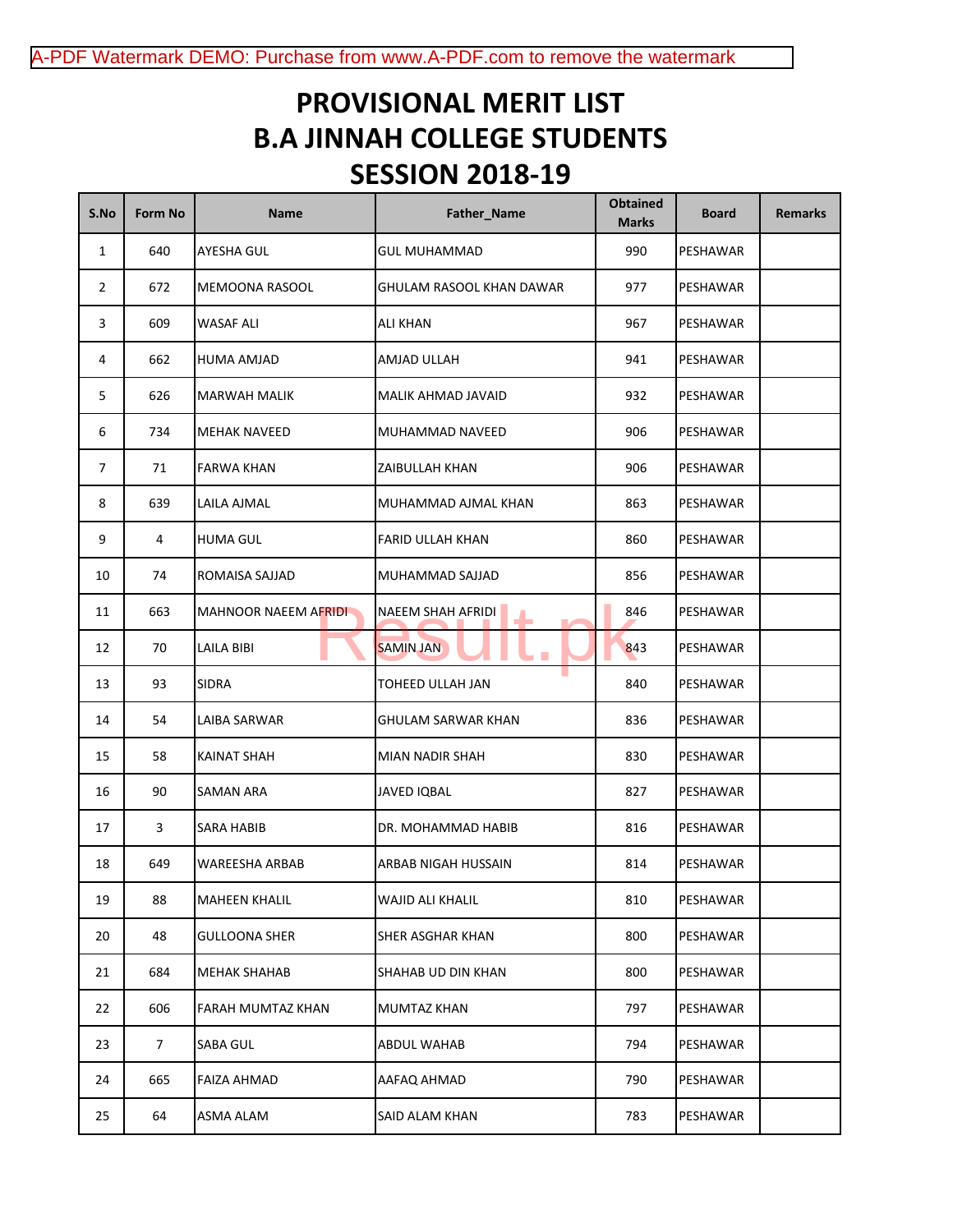# PROVISIONAL MERIT LIST
# B.A JINNAH COLLEGE STUDENTS
# SESSION 2018-19

| S.No | Form No | Name | Father_Name | Obtained Marks | Board | Remarks |
|---|---|---|---|---|---|---|
| 1 | 640 | AYESHA GUL | GUL MUHAMMAD | 990 | PESHAWAR | |
| 2 | 672 | MEMOONA RASOOL | GHULAM RASOOL KHAN DAWAR | 977 | PESHAWAR | |
| 3 | 609 | WASAF ALI | ALI KHAN | 967 | PESHAWAR | |
| 4 | 662 | HUMA AMJAD | AMJAD ULLAH | 941 | PESHAWAR | |
| 5 | 626 | MARWAH MALIK | MALIK AHMAD JAVAID | 932 | PESHAWAR | |
| 6 | 734 | MEHAK NAVEED | MUHAMMAD NAVEED | 906 | PESHAWAR | |
| 7 | 71 | FARWA KHAN | ZAIBULLAH KHAN | 906 | PESHAWAR | |
| 8 | 639 | LAILA AJMAL | MUHAMMAD AJMAL KHAN | 863 | PESHAWAR | |
| 9 | 4 | HUMA GUL | FARID ULLAH KHAN | 860 | PESHAWAR | |
| 10 | 74 | ROMAISA SAJJAD | MUHAMMAD SAJJAD | 856 | PESHAWAR | |
| 11 | 663 | MAHNOOR NAEEM AFRIDI | NAEEM SHAH AFRIDI | 846 | PESHAWAR | |
| 12 | 70 | LAILA BIBI | SAMIN JAN | 843 | PESHAWAR | |
| 13 | 93 | SIDRA | TOHEED ULLAH JAN | 840 | PESHAWAR | |
| 14 | 54 | LAIBA SARWAR | GHULAM SARWAR KHAN | 836 | PESHAWAR | |
| 15 | 58 | KAINAT SHAH | MIAN NADIR SHAH | 830 | PESHAWAR | |
| 16 | 90 | SAMAN ARA | JAVED IQBAL | 827 | PESHAWAR | |
| 17 | 3 | SARA HABIB | DR. MOHAMMAD HABIB | 816 | PESHAWAR | |
| 18 | 649 | WAREESHA ARBAB | ARBAB NIGAH HUSSAIN | 814 | PESHAWAR | |
| 19 | 88 | MAHEEN KHALIL | WAJID ALI KHALIL | 810 | PESHAWAR | |
| 20 | 48 | GULLOONA SHER | SHER ASGHAR KHAN | 800 | PESHAWAR | |
| 21 | 684 | MEHAK SHAHAB | SHAHAB UD DIN KHAN | 800 | PESHAWAR | |
| 22 | 606 | FARAH MUMTAZ KHAN | MUMTAZ KHAN | 797 | PESHAWAR | |
| 23 | 7 | SABA GUL | ABDUL WAHAB | 794 | PESHAWAR | |
| 24 | 665 | FAIZA AHMAD | AAFAQ AHMAD | 790 | PESHAWAR | |
| 25 | 64 | ASMA ALAM | SAID ALAM KHAN | 783 | PESHAWAR | |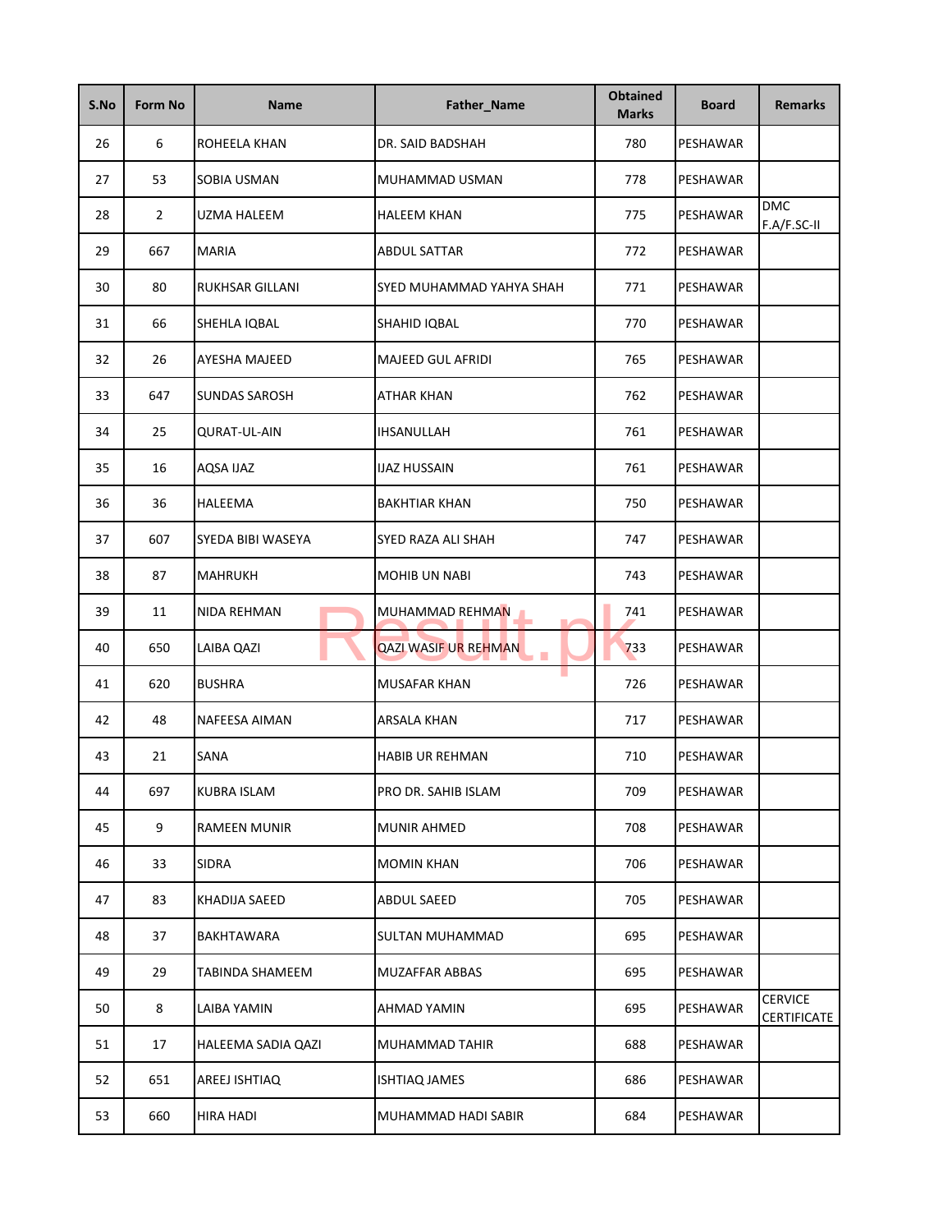| S.No | Form No | Name | Father_Name | Obtained Marks | Board | Remarks |
| --- | --- | --- | --- | --- | --- | --- |
| 26 | 6 | ROHEELA KHAN | DR. SAID BADSHAH | 780 | PESHAWAR | |
| 27 | 53 | SOBIA USMAN | MUHAMMAD USMAN | 778 | PESHAWAR | |
| 28 | 2 | UZMA HALEEM | HALEEM KHAN | 775 | PESHAWAR | DMC F.A/F.SC-II |
| 29 | 667 | MARIA | ABDUL SATTAR | 772 | PESHAWAR | |
| 30 | 80 | RUKHSAR GILLANI | SYED MUHAMMAD YAHYA SHAH | 771 | PESHAWAR | |
| 31 | 66 | SHEHLA IQBAL | SHAHID IQBAL | 770 | PESHAWAR | |
| 32 | 26 | AYESHA MAJEED | MAJEED GUL AFRIDI | 765 | PESHAWAR | |
| 33 | 647 | SUNDAS SAROSH | ATHAR KHAN | 762 | PESHAWAR | |
| 34 | 25 | QURAT-UL-AIN | IHSANULLAH | 761 | PESHAWAR | |
| 35 | 16 | AQSA IJAZ | IJAZ HUSSAIN | 761 | PESHAWAR | |
| 36 | 36 | HALEEMA | BAKHTIAR KHAN | 750 | PESHAWAR | |
| 37 | 607 | SYEDA BIBI WASEYA | SYED RAZA ALI SHAH | 747 | PESHAWAR | |
| 38 | 87 | MAHRUKH | MOHIB UN NABI | 743 | PESHAWAR | |
| 39 | 11 | NIDA REHMAN | MUHAMMAD REHMAN | 741 | PESHAWAR | |
| 40 | 650 | LAIBA QAZI | QAZI WASIF UR REHMAN | 733 | PESHAWAR | |
| 41 | 620 | BUSHRA | MUSAFAR KHAN | 726 | PESHAWAR | |
| 42 | 48 | NAFEESA AIMAN | ARSALA KHAN | 717 | PESHAWAR | |
| 43 | 21 | SANA | HABIB UR REHMAN | 710 | PESHAWAR | |
| 44 | 697 | KUBRA ISLAM | PRO DR. SAHIB ISLAM | 709 | PESHAWAR | |
| 45 | 9 | RAMEEN MUNIR | MUNIR AHMED | 708 | PESHAWAR | |
| 46 | 33 | SIDRA | MOMIN KHAN | 706 | PESHAWAR | |
| 47 | 83 | KHADIJA SAEED | ABDUL SAEED | 705 | PESHAWAR | |
| 48 | 37 | BAKHTAWARA | SULTAN MUHAMMAD | 695 | PESHAWAR | |
| 49 | 29 | TABINDA SHAMEEM | MUZAFFAR ABBAS | 695 | PESHAWAR | |
| 50 | 8 | LAIBA YAMIN | AHMAD YAMIN | 695 | PESHAWAR | CERVICE CERTIFICATE |
| 51 | 17 | HALEEMA SADIA QAZI | MUHAMMAD TAHIR | 688 | PESHAWAR | |
| 52 | 651 | AREEJ ISHTIAQ | ISHTIAQ JAMES | 686 | PESHAWAR | |
| 53 | 660 | HIRA HADI | MUHAMMAD HADI SABIR | 684 | PESHAWAR | |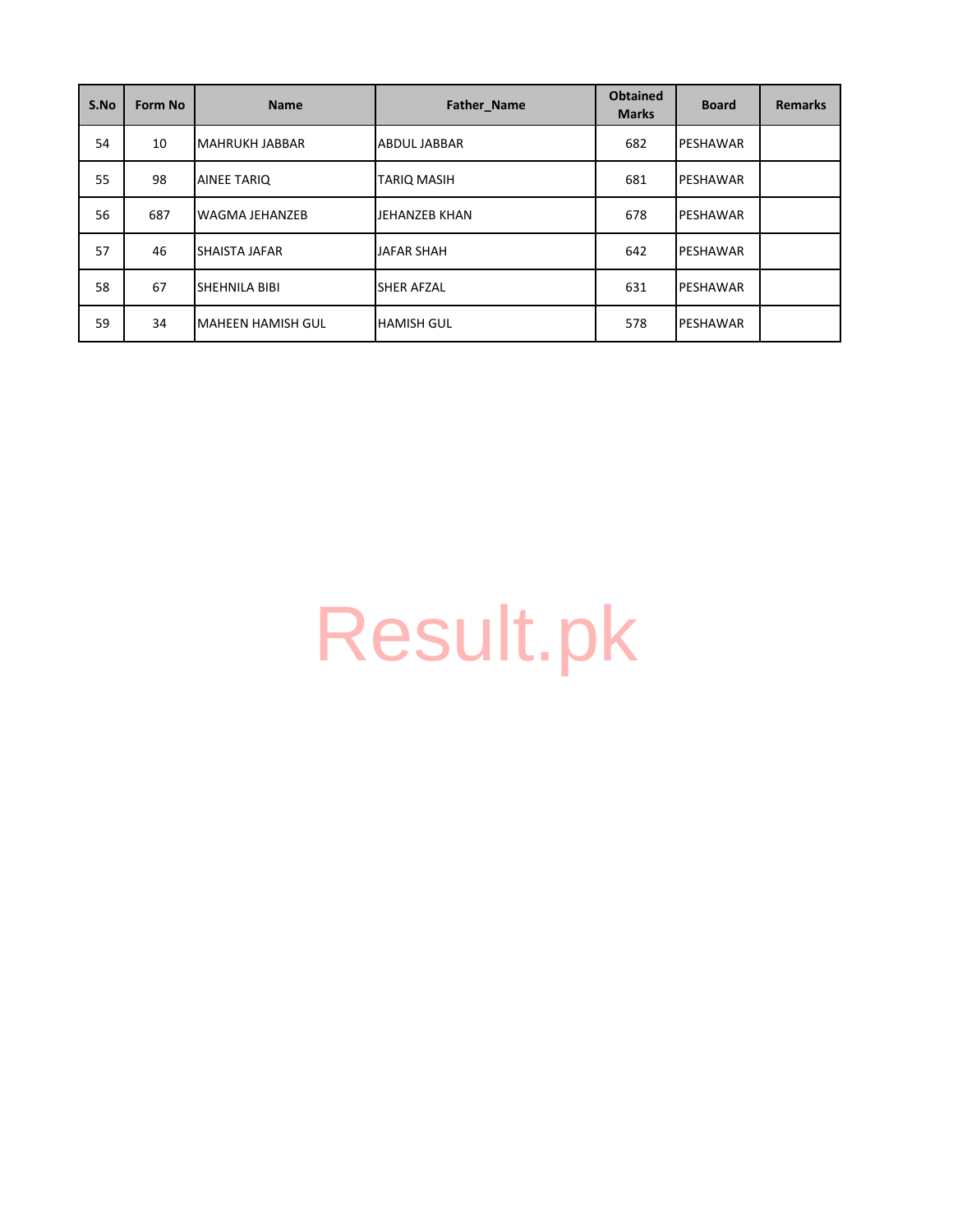| S.No | Form No | Name | Father_Name | Obtained Marks | Board | Remarks |
|---|---|---|---|---|---|---|
| 54 | 10 | MAHRUKH JABBAR | ABDUL JABBAR | 682 | PESHAWAR | |
| 55 | 98 | AINEE TARIQ | TARIQ MASIH | 681 | PESHAWAR | |
| 56 | 687 | WAGMA JEHANZEB | JEHANZEB KHAN | 678 | PESHAWAR | |
| 57 | 46 | SHAISTA JAFAR | JAFAR SHAH | 642 | PESHAWAR | |
| 58 | 67 | SHEHNILA BIBI | SHER AFZAL | 631 | PESHAWAR | |
| 59 | 34 | MAHEEN HAMISH GUL | HAMISH GUL | 578 | PESHAWAR | |

Result.pk